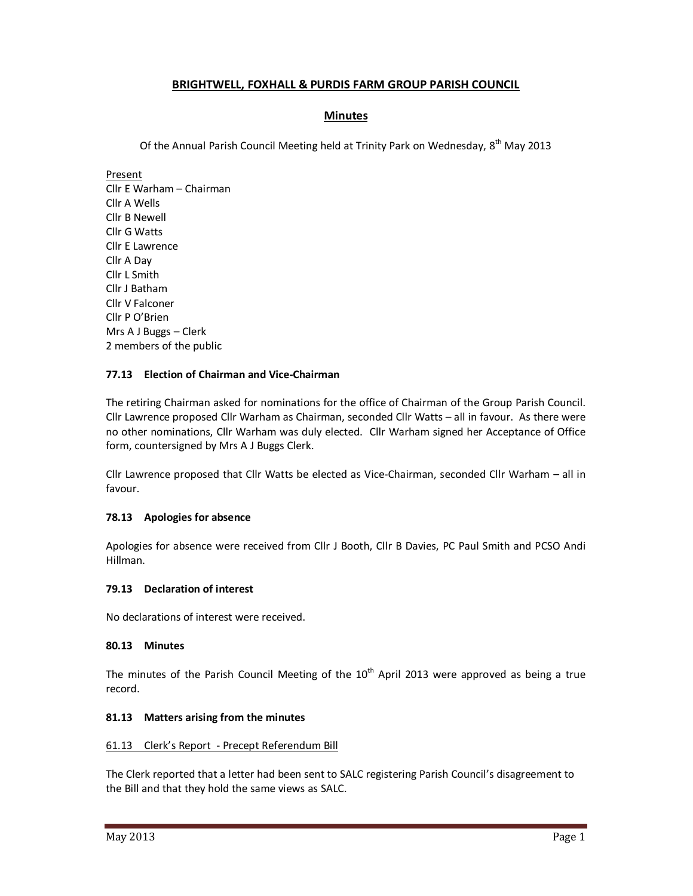# BRIGHTWELL, FOXHALL & PURDIS FARM GROUP PARISH COUNCIL

## Minutes

Of the Annual Parish Council Meeting held at Trinity Park on Wednesday, 8th May 2013

Present
Cllr E Warham – Chairman
Cllr A Wells
Cllr B Newell
Cllr G Watts
Cllr E Lawrence
Cllr A Day
Cllr L Smith
Cllr J Batham
Cllr V Falconer
Cllr P O'Brien
Mrs A J Buggs – Clerk
2 members of the public

### 77.13 Election of Chairman and Vice-Chairman

The retiring Chairman asked for nominations for the office of Chairman of the Group Parish Council. Cllr Lawrence proposed Cllr Warham as Chairman, seconded Cllr Watts – all in favour. As there were no other nominations, Cllr Warham was duly elected. Cllr Warham signed her Acceptance of Office form, countersigned by Mrs A J Buggs Clerk.

Cllr Lawrence proposed that Cllr Watts be elected as Vice-Chairman, seconded Cllr Warham – all in favour.

### 78.13 Apologies for absence

Apologies for absence were received from Cllr J Booth, Cllr B Davies, PC Paul Smith and PCSO Andi Hillman.

### 79.13 Declaration of interest

No declarations of interest were received.

### 80.13 Minutes

The minutes of the Parish Council Meeting of the 10th April 2013 were approved as being a true record.

### 81.13 Matters arising from the minutes

61.13 Clerk's Report - Precept Referendum Bill

The Clerk reported that a letter had been sent to SALC registering Parish Council's disagreement to the Bill and that they hold the same views as SALC.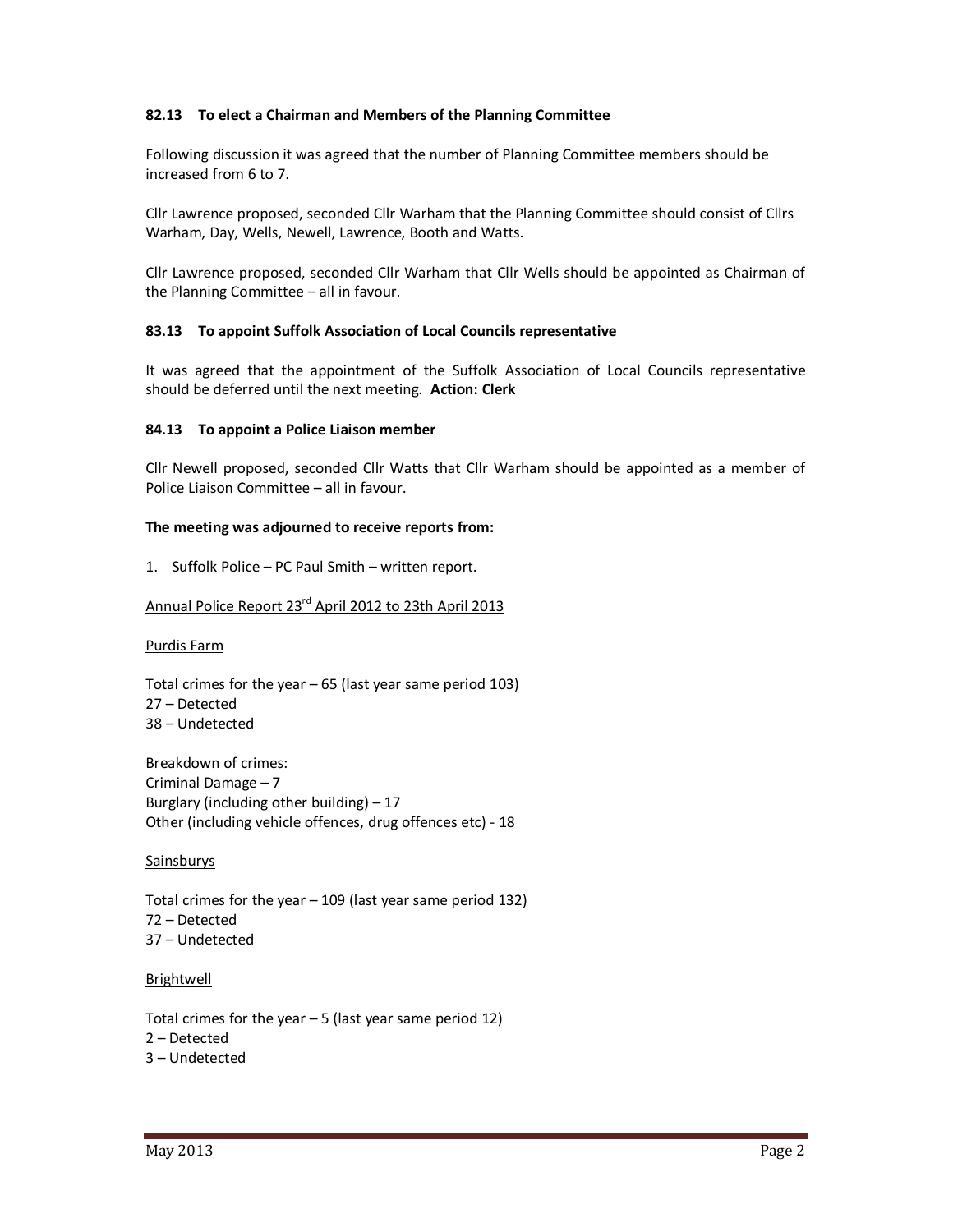**82.13 To elect a Chairman and Members of the Planning Committee**

Following discussion it was agreed that the number of Planning Committee members should be increased from 6 to 7.

Cllr Lawrence proposed, seconded Cllr Warham that the Planning Committee should consist of Cllrs Warham, Day, Wells, Newell, Lawrence, Booth and Watts.

Cllr Lawrence proposed, seconded Cllr Warham that Cllr Wells should be appointed as Chairman of the Planning Committee – all in favour.

**83.13 To appoint Suffolk Association of Local Councils representative**

It was agreed that the appointment of the Suffolk Association of Local Councils representative should be deferred until the next meeting. **Action: Clerk**

**84.13 To appoint a Police Liaison member**

Cllr Newell proposed, seconded Cllr Watts that Cllr Warham should be appointed as a member of Police Liaison Committee – all in favour.

**The meeting was adjourned to receive reports from:**

1. Suffolk Police – PC Paul Smith – written report.

Annual Police Report 23rd April 2012 to 23th April 2013

Purdis Farm

Total crimes for the year – 65 (last year same period 103)
27 – Detected
38 – Undetected

Breakdown of crimes:
Criminal Damage – 7
Burglary (including other building) – 17
Other (including vehicle offences, drug offences etc) - 18

Sainsburys

Total crimes for the year – 109 (last year same period 132)
72 – Detected
37 – Undetected

Brightwell

Total crimes for the year – 5 (last year same period 12)
2 – Detected
3 – Undetected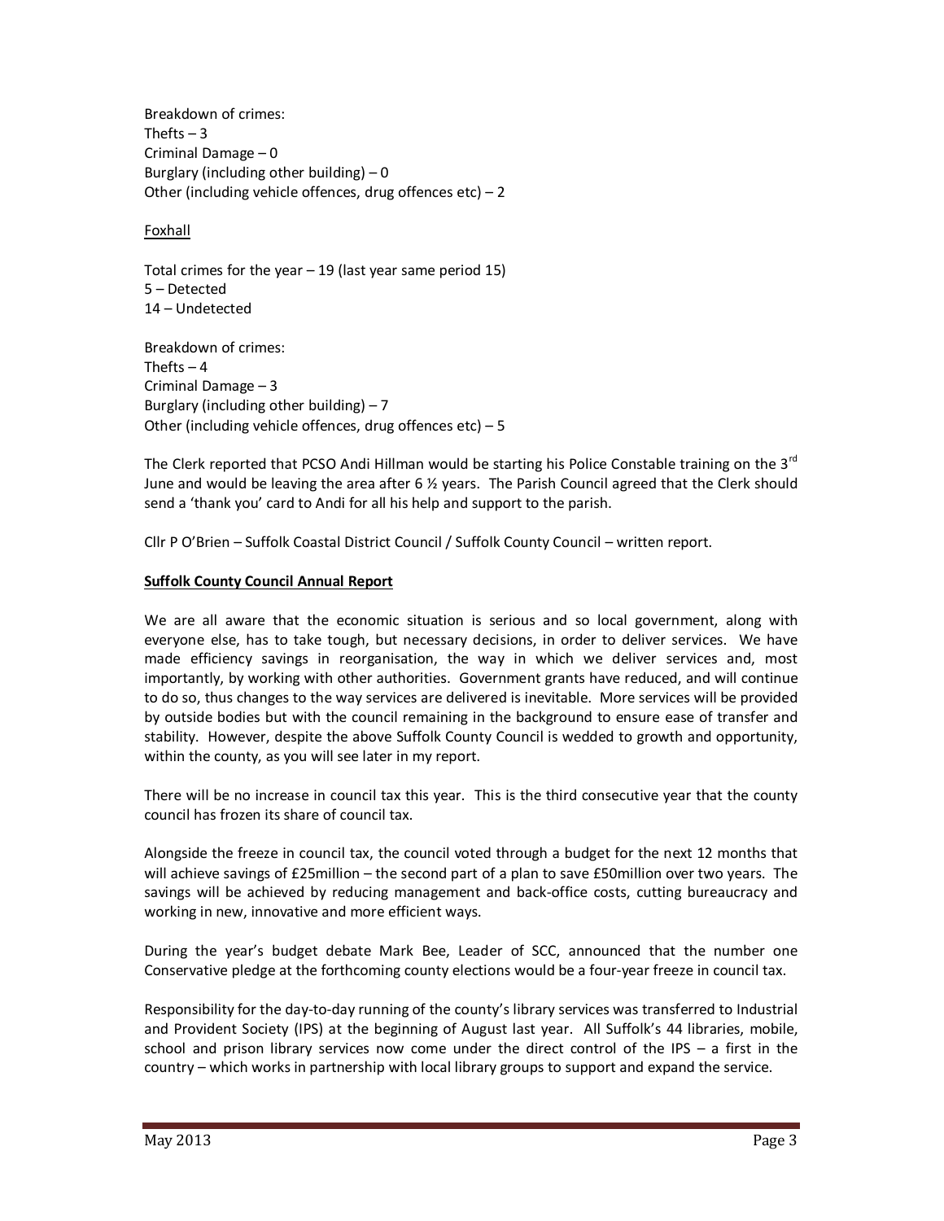Breakdown of crimes:
Thefts – 3
Criminal Damage – 0
Burglary (including other building) – 0
Other (including vehicle offences, drug offences etc) – 2

Foxhall

Total crimes for the year – 19 (last year same period 15)
5 – Detected
14 – Undetected

Breakdown of crimes:
Thefts – 4
Criminal Damage – 3
Burglary (including other building) – 7
Other (including vehicle offences, drug offences etc) – 5

The Clerk reported that PCSO Andi Hillman would be starting his Police Constable training on the 3rd June and would be leaving the area after 6 ½ years. The Parish Council agreed that the Clerk should send a 'thank you' card to Andi for all his help and support to the parish.

Cllr P O'Brien – Suffolk Coastal District Council / Suffolk County Council – written report.

**Suffolk County Council Annual Report**

We are all aware that the economic situation is serious and so local government, along with everyone else, has to take tough, but necessary decisions, in order to deliver services. We have made efficiency savings in reorganisation, the way in which we deliver services and, most importantly, by working with other authorities. Government grants have reduced, and will continue to do so, thus changes to the way services are delivered is inevitable. More services will be provided by outside bodies but with the council remaining in the background to ensure ease of transfer and stability. However, despite the above Suffolk County Council is wedded to growth and opportunity, within the county, as you will see later in my report.

There will be no increase in council tax this year. This is the third consecutive year that the county council has frozen its share of council tax.

Alongside the freeze in council tax, the council voted through a budget for the next 12 months that will achieve savings of £25million – the second part of a plan to save £50million over two years. The savings will be achieved by reducing management and back-office costs, cutting bureaucracy and working in new, innovative and more efficient ways.

During the year's budget debate Mark Bee, Leader of SCC, announced that the number one Conservative pledge at the forthcoming county elections would be a four-year freeze in council tax.

Responsibility for the day-to-day running of the county's library services was transferred to Industrial and Provident Society (IPS) at the beginning of August last year. All Suffolk's 44 libraries, mobile, school and prison library services now come under the direct control of the IPS – a first in the country – which works in partnership with local library groups to support and expand the service.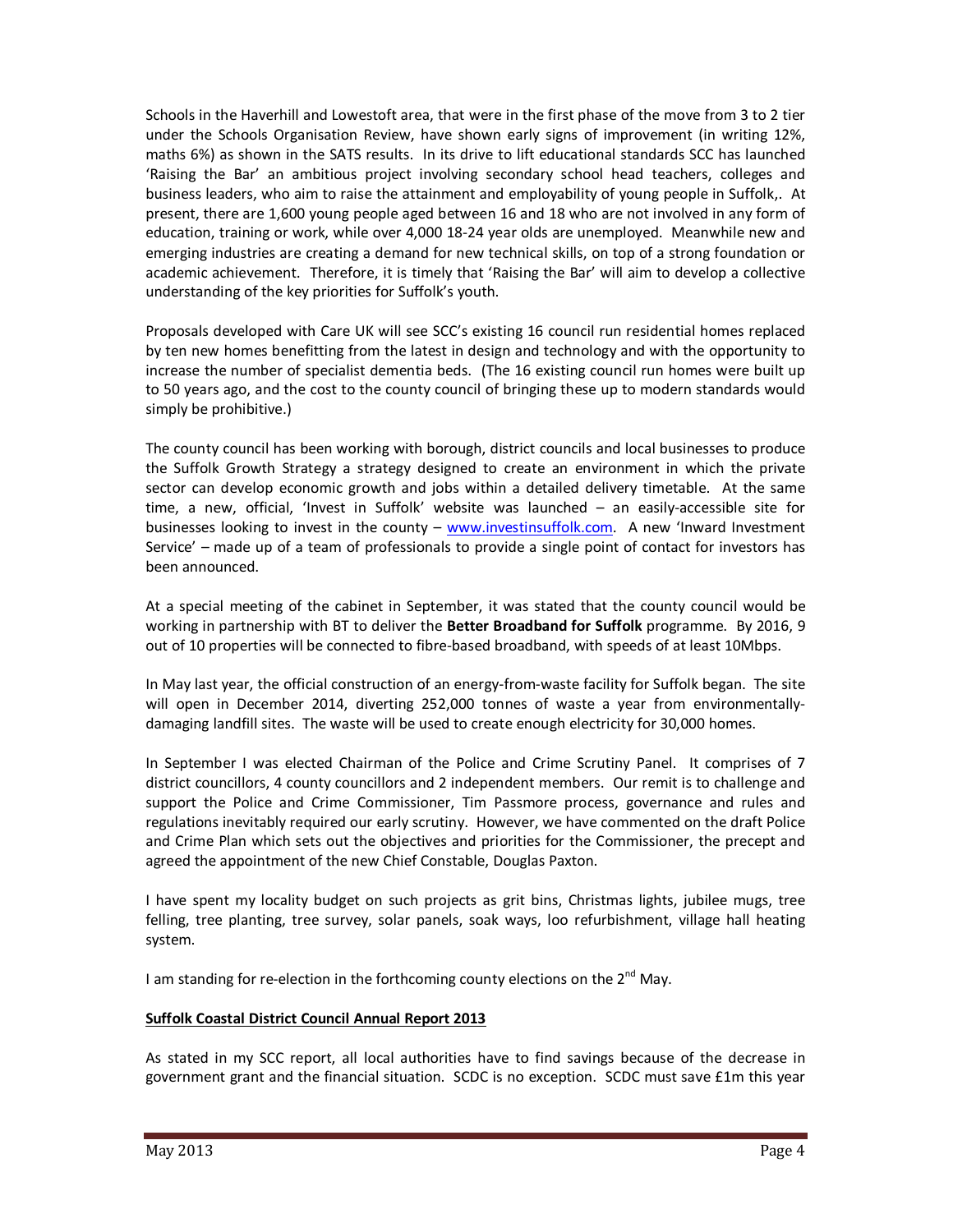Schools in the Haverhill and Lowestoft area, that were in the first phase of the move from 3 to 2 tier under the Schools Organisation Review, have shown early signs of improvement (in writing 12%, maths 6%) as shown in the SATS results. In its drive to lift educational standards SCC has launched 'Raising the Bar' an ambitious project involving secondary school head teachers, colleges and business leaders, who aim to raise the attainment and employability of young people in Suffolk,. At present, there are 1,600 young people aged between 16 and 18 who are not involved in any form of education, training or work, while over 4,000 18-24 year olds are unemployed. Meanwhile new and emerging industries are creating a demand for new technical skills, on top of a strong foundation or academic achievement. Therefore, it is timely that 'Raising the Bar' will aim to develop a collective understanding of the key priorities for Suffolk's youth.

Proposals developed with Care UK will see SCC's existing 16 council run residential homes replaced by ten new homes benefitting from the latest in design and technology and with the opportunity to increase the number of specialist dementia beds. (The 16 existing council run homes were built up to 50 years ago, and the cost to the county council of bringing these up to modern standards would simply be prohibitive.)

The county council has been working with borough, district councils and local businesses to produce the Suffolk Growth Strategy a strategy designed to create an environment in which the private sector can develop economic growth and jobs within a detailed delivery timetable. At the same time, a new, official, 'Invest in Suffolk' website was launched – an easily-accessible site for businesses looking to invest in the county – www.investinsuffolk.com. A new 'Inward Investment Service' – made up of a team of professionals to provide a single point of contact for investors has been announced.

At a special meeting of the cabinet in September, it was stated that the county council would be working in partnership with BT to deliver the **Better Broadband for Suffolk** programme. By 2016, 9 out of 10 properties will be connected to fibre-based broadband, with speeds of at least 10Mbps.

In May last year, the official construction of an energy-from-waste facility for Suffolk began. The site will open in December 2014, diverting 252,000 tonnes of waste a year from environmentally-damaging landfill sites. The waste will be used to create enough electricity for 30,000 homes.

In September I was elected Chairman of the Police and Crime Scrutiny Panel. It comprises of 7 district councillors, 4 county councillors and 2 independent members. Our remit is to challenge and support the Police and Crime Commissioner, Tim Passmore process, governance and rules and regulations inevitably required our early scrutiny. However, we have commented on the draft Police and Crime Plan which sets out the objectives and priorities for the Commissioner, the precept and agreed the appointment of the new Chief Constable, Douglas Paxton.

I have spent my locality budget on such projects as grit bins, Christmas lights, jubilee mugs, tree felling, tree planting, tree survey, solar panels, soak ways, loo refurbishment, village hall heating system.

I am standing for re-election in the forthcoming county elections on the 2nd May.

**Suffolk Coastal District Council Annual Report 2013**

As stated in my SCC report, all local authorities have to find savings because of the decrease in government grant and the financial situation. SCDC is no exception. SCDC must save £1m this year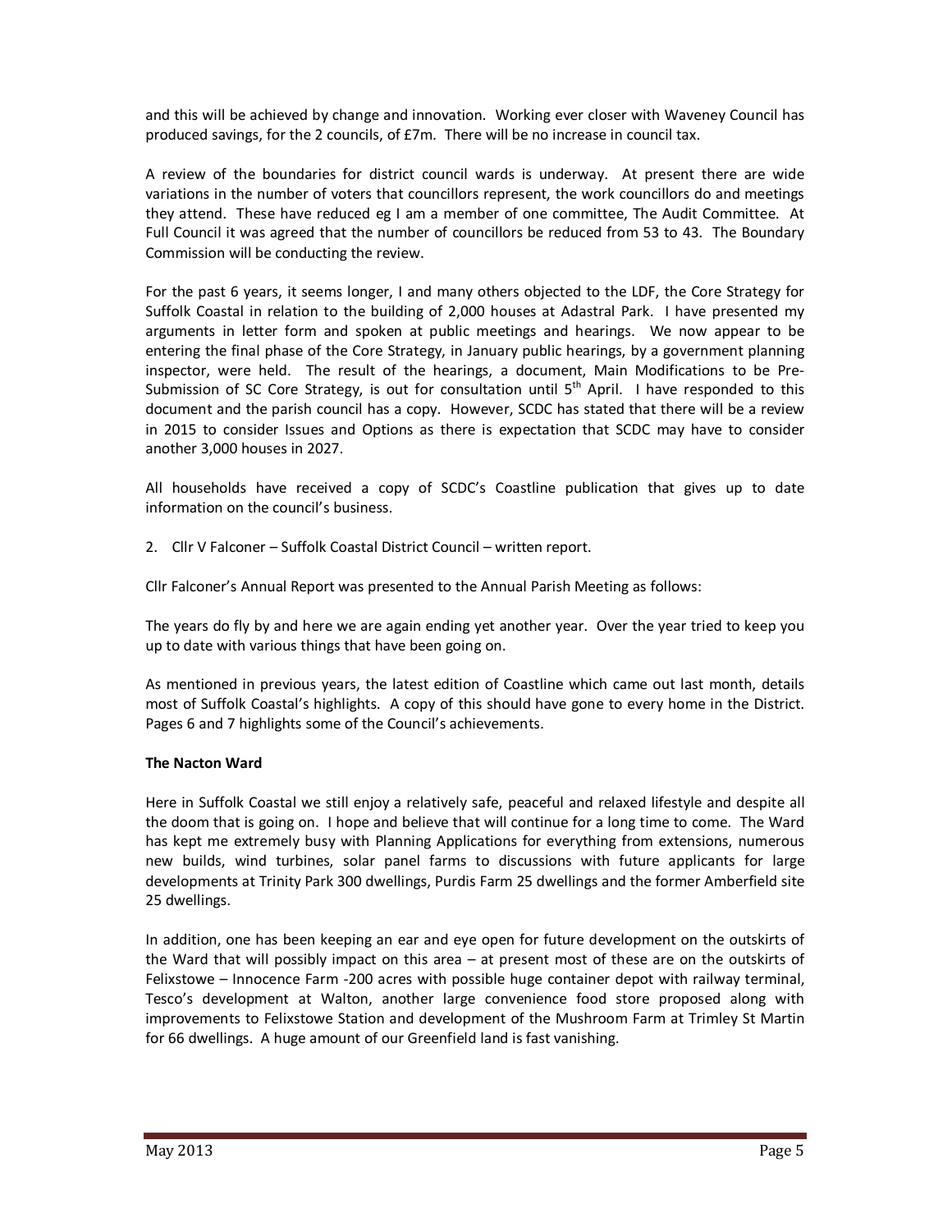and this will be achieved by change and innovation. Working ever closer with Waveney Council has produced savings, for the 2 councils, of £7m. There will be no increase in council tax.

A review of the boundaries for district council wards is underway. At present there are wide variations in the number of voters that councillors represent, the work councillors do and meetings they attend. These have reduced eg I am a member of one committee, The Audit Committee. At Full Council it was agreed that the number of councillors be reduced from 53 to 43. The Boundary Commission will be conducting the review.

For the past 6 years, it seems longer, I and many others objected to the LDF, the Core Strategy for Suffolk Coastal in relation to the building of 2,000 houses at Adastral Park. I have presented my arguments in letter form and spoken at public meetings and hearings. We now appear to be entering the final phase of the Core Strategy, in January public hearings, by a government planning inspector, were held. The result of the hearings, a document, Main Modifications to be Pre-Submission of SC Core Strategy, is out for consultation until 5th April. I have responded to this document and the parish council has a copy. However, SCDC has stated that there will be a review in 2015 to consider Issues and Options as there is expectation that SCDC may have to consider another 3,000 houses in 2027.

All households have received a copy of SCDC's Coastline publication that gives up to date information on the council's business.

2. Cllr V Falconer – Suffolk Coastal District Council – written report.

Cllr Falconer's Annual Report was presented to the Annual Parish Meeting as follows:

The years do fly by and here we are again ending yet another year. Over the year tried to keep you up to date with various things that have been going on.

As mentioned in previous years, the latest edition of Coastline which came out last month, details most of Suffolk Coastal's highlights. A copy of this should have gone to every home in the District. Pages 6 and 7 highlights some of the Council's achievements.

**The Nacton Ward**

Here in Suffolk Coastal we still enjoy a relatively safe, peaceful and relaxed lifestyle and despite all the doom that is going on. I hope and believe that will continue for a long time to come. The Ward has kept me extremely busy with Planning Applications for everything from extensions, numerous new builds, wind turbines, solar panel farms to discussions with future applicants for large developments at Trinity Park 300 dwellings, Purdis Farm 25 dwellings and the former Amberfield site 25 dwellings.

In addition, one has been keeping an ear and eye open for future development on the outskirts of the Ward that will possibly impact on this area – at present most of these are on the outskirts of Felixstowe – Innocence Farm -200 acres with possible huge container depot with railway terminal, Tesco's development at Walton, another large convenience food store proposed along with improvements to Felixstowe Station and development of the Mushroom Farm at Trimley St Martin for 66 dwellings. A huge amount of our Greenfield land is fast vanishing.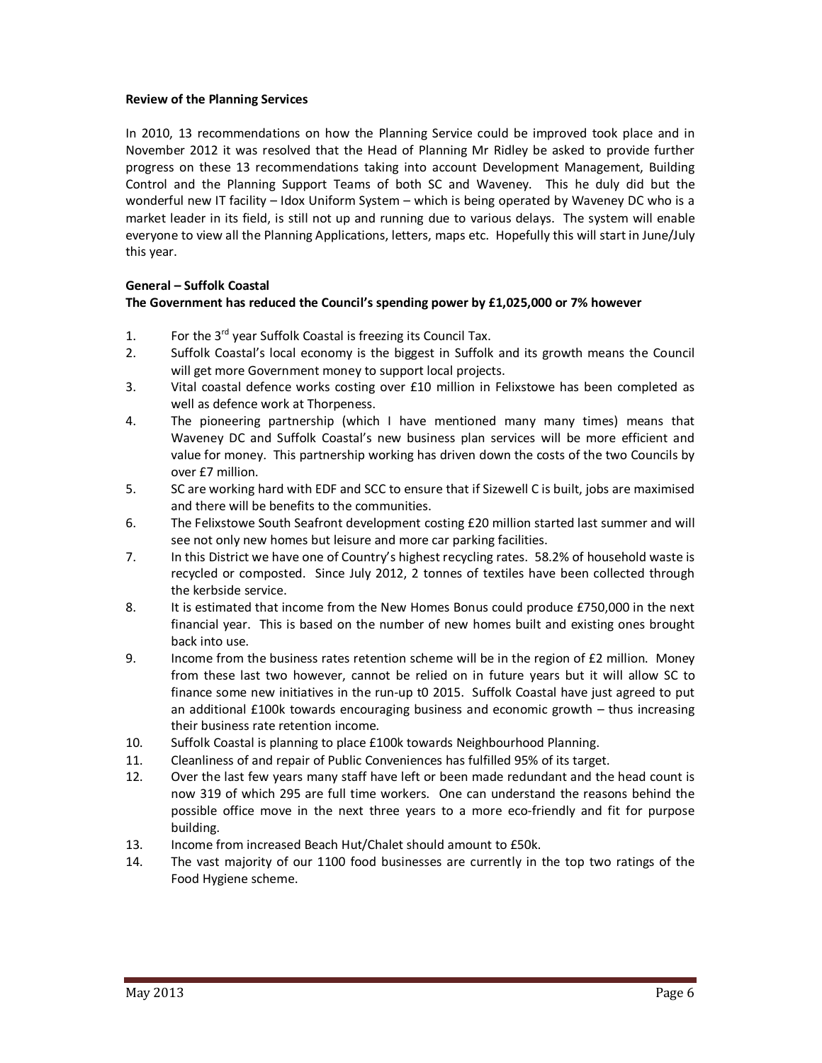**Review of the Planning Services**

In 2010, 13 recommendations on how the Planning Service could be improved took place and in November 2012 it was resolved that the Head of Planning Mr Ridley be asked to provide further progress on these 13 recommendations taking into account Development Management, Building Control and the Planning Support Teams of both SC and Waveney. This he duly did but the wonderful new IT facility – Idox Uniform System – which is being operated by Waveney DC who is a market leader in its field, is still not up and running due to various delays. The system will enable everyone to view all the Planning Applications, letters, maps etc. Hopefully this will start in June/July this year.

**General – Suffolk Coastal**

**The Government has reduced the Council's spending power by £1,025,000 or 7% however**

1. For the 3rd year Suffolk Coastal is freezing its Council Tax.
2. Suffolk Coastal's local economy is the biggest in Suffolk and its growth means the Council will get more Government money to support local projects.
3. Vital coastal defence works costing over £10 million in Felixstowe has been completed as well as defence work at Thorpeness.
4. The pioneering partnership (which I have mentioned many many times) means that Waveney DC and Suffolk Coastal's new business plan services will be more efficient and value for money. This partnership working has driven down the costs of the two Councils by over £7 million.
5. SC are working hard with EDF and SCC to ensure that if Sizewell C is built, jobs are maximised and there will be benefits to the communities.
6. The Felixstowe South Seafront development costing £20 million started last summer and will see not only new homes but leisure and more car parking facilities.
7. In this District we have one of Country's highest recycling rates. 58.2% of household waste is recycled or composted. Since July 2012, 2 tonnes of textiles have been collected through the kerbside service.
8. It is estimated that income from the New Homes Bonus could produce £750,000 in the next financial year. This is based on the number of new homes built and existing ones brought back into use.
9. Income from the business rates retention scheme will be in the region of £2 million. Money from these last two however, cannot be relied on in future years but it will allow SC to finance some new initiatives in the run-up t0 2015. Suffolk Coastal have just agreed to put an additional £100k towards encouraging business and economic growth – thus increasing their business rate retention income.
10. Suffolk Coastal is planning to place £100k towards Neighbourhood Planning.
11. Cleanliness of and repair of Public Conveniences has fulfilled 95% of its target.
12. Over the last few years many staff have left or been made redundant and the head count is now 319 of which 295 are full time workers. One can understand the reasons behind the possible office move in the next three years to a more eco-friendly and fit for purpose building.
13. Income from increased Beach Hut/Chalet should amount to £50k.
14. The vast majority of our 1100 food businesses are currently in the top two ratings of the Food Hygiene scheme.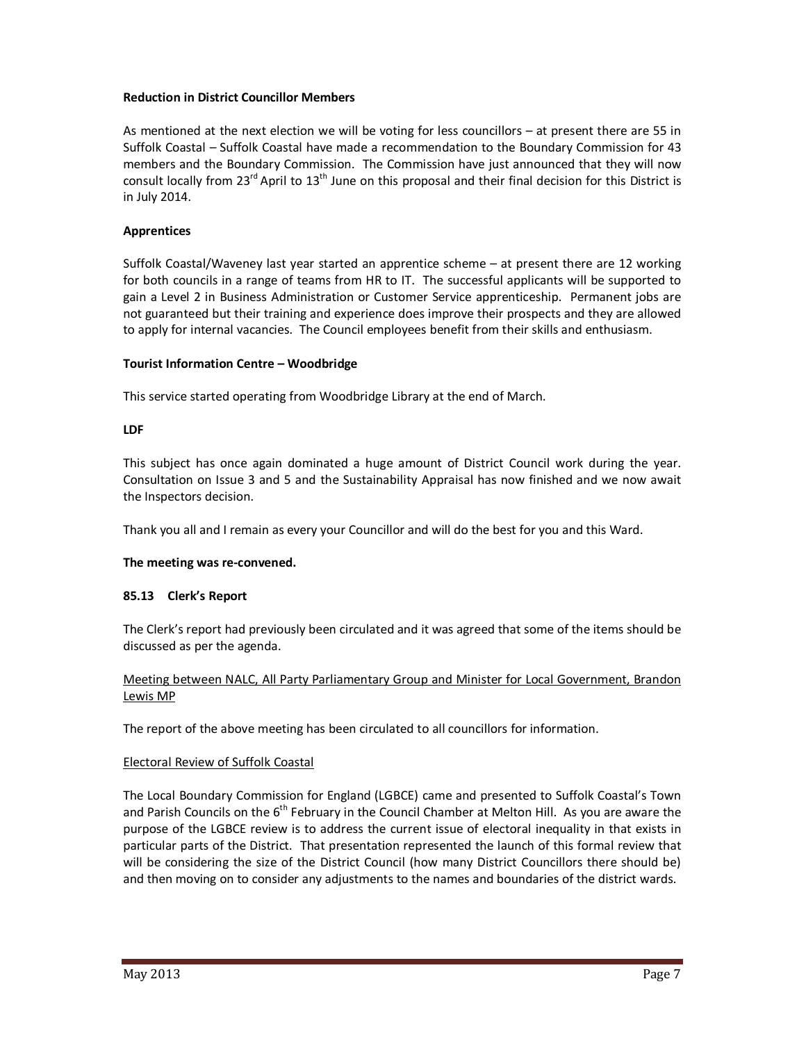**Reduction in District Councillor Members**

As mentioned at the next election we will be voting for less councillors – at present there are 55 in Suffolk Coastal – Suffolk Coastal have made a recommendation to the Boundary Commission for 43 members and the Boundary Commission. The Commission have just announced that they will now consult locally from 23rd April to 13th June on this proposal and their final decision for this District is in July 2014.

**Apprentices**

Suffolk Coastal/Waveney last year started an apprentice scheme – at present there are 12 working for both councils in a range of teams from HR to IT. The successful applicants will be supported to gain a Level 2 in Business Administration or Customer Service apprenticeship. Permanent jobs are not guaranteed but their training and experience does improve their prospects and they are allowed to apply for internal vacancies. The Council employees benefit from their skills and enthusiasm.

**Tourist Information Centre – Woodbridge**

This service started operating from Woodbridge Library at the end of March.

**LDF**

This subject has once again dominated a huge amount of District Council work during the year. Consultation on Issue 3 and 5 and the Sustainability Appraisal has now finished and we now await the Inspectors decision.

Thank you all and I remain as every your Councillor and will do the best for you and this Ward.

**The meeting was re-convened.**

**85.13 Clerk's Report**

The Clerk's report had previously been circulated and it was agreed that some of the items should be discussed as per the agenda.

Meeting between NALC, All Party Parliamentary Group and Minister for Local Government, Brandon Lewis MP

The report of the above meeting has been circulated to all councillors for information.

Electoral Review of Suffolk Coastal

The Local Boundary Commission for England (LGBCE) came and presented to Suffolk Coastal's Town and Parish Councils on the 6th February in the Council Chamber at Melton Hill. As you are aware the purpose of the LGBCE review is to address the current issue of electoral inequality in that exists in particular parts of the District. That presentation represented the launch of this formal review that will be considering the size of the District Council (how many District Councillors there should be) and then moving on to consider any adjustments to the names and boundaries of the district wards.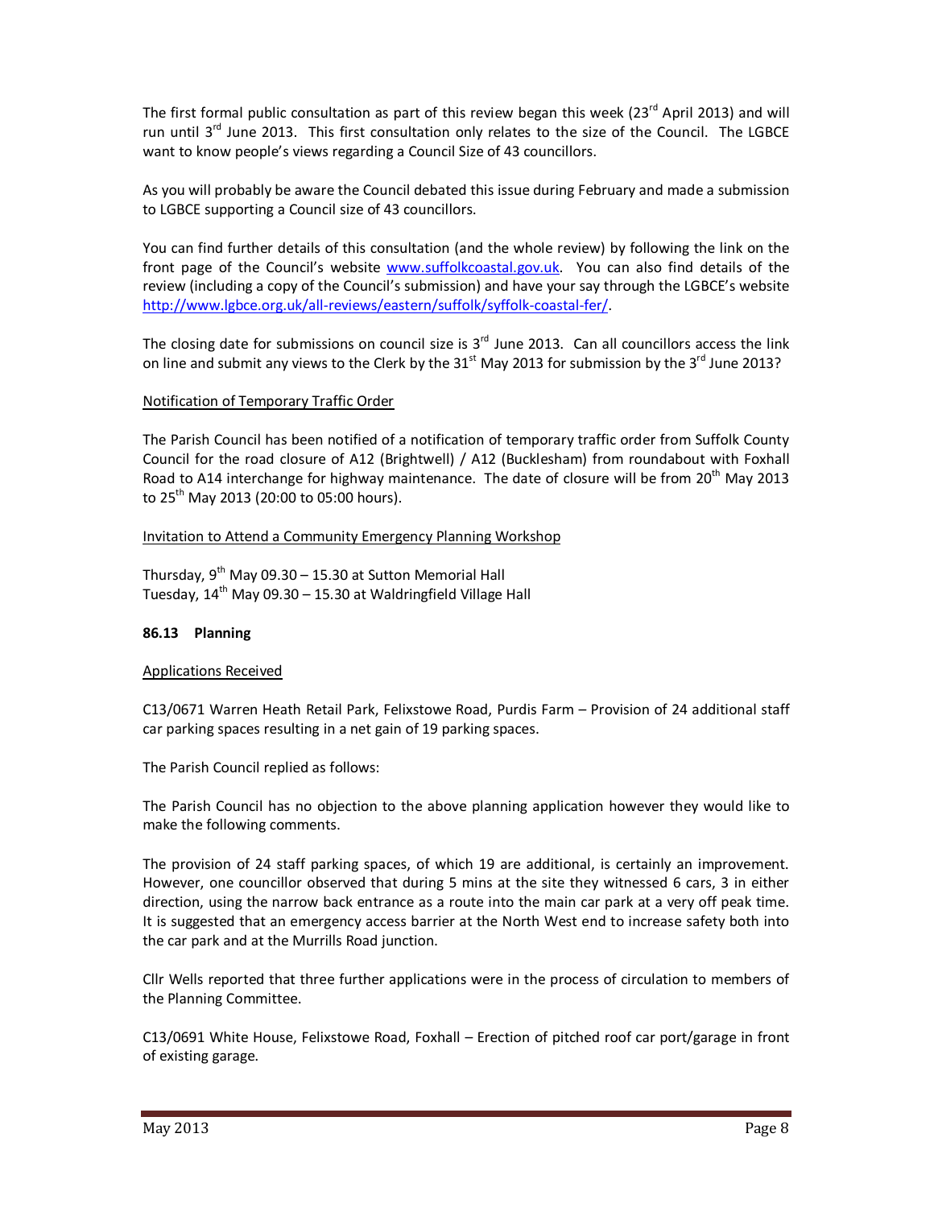The first formal public consultation as part of this review began this week (23rd April 2013) and will run until 3rd June 2013. This first consultation only relates to the size of the Council. The LGBCE want to know people's views regarding a Council Size of 43 councillors.

As you will probably be aware the Council debated this issue during February and made a submission to LGBCE supporting a Council size of 43 councillors.

You can find further details of this consultation (and the whole review) by following the link on the front page of the Council's website www.suffolkcoastal.gov.uk. You can also find details of the review (including a copy of the Council's submission) and have your say through the LGBCE's website http://www.lgbce.org.uk/all-reviews/eastern/suffolk/syffolk-coastal-fer/.

The closing date for submissions on council size is 3rd June 2013. Can all councillors access the link on line and submit any views to the Clerk by the 31st May 2013 for submission by the 3rd June 2013?

Notification of Temporary Traffic Order

The Parish Council has been notified of a notification of temporary traffic order from Suffolk County Council for the road closure of A12 (Brightwell) / A12 (Bucklesham) from roundabout with Foxhall Road to A14 interchange for highway maintenance. The date of closure will be from 20th May 2013 to 25th May 2013 (20:00 to 05:00 hours).

Invitation to Attend a Community Emergency Planning Workshop

Thursday, 9th May 09.30 – 15.30 at Sutton Memorial Hall
Tuesday, 14th May 09.30 – 15.30 at Waldringfield Village Hall

**86.13 Planning**

Applications Received

C13/0671 Warren Heath Retail Park, Felixstowe Road, Purdis Farm – Provision of 24 additional staff car parking spaces resulting in a net gain of 19 parking spaces.

The Parish Council replied as follows:

The Parish Council has no objection to the above planning application however they would like to make the following comments.

The provision of 24 staff parking spaces, of which 19 are additional, is certainly an improvement. However, one councillor observed that during 5 mins at the site they witnessed 6 cars, 3 in either direction, using the narrow back entrance as a route into the main car park at a very off peak time. It is suggested that an emergency access barrier at the North West end to increase safety both into the car park and at the Murrills Road junction.

Cllr Wells reported that three further applications were in the process of circulation to members of the Planning Committee.

C13/0691 White House, Felixstowe Road, Foxhall – Erection of pitched roof car port/garage in front of existing garage.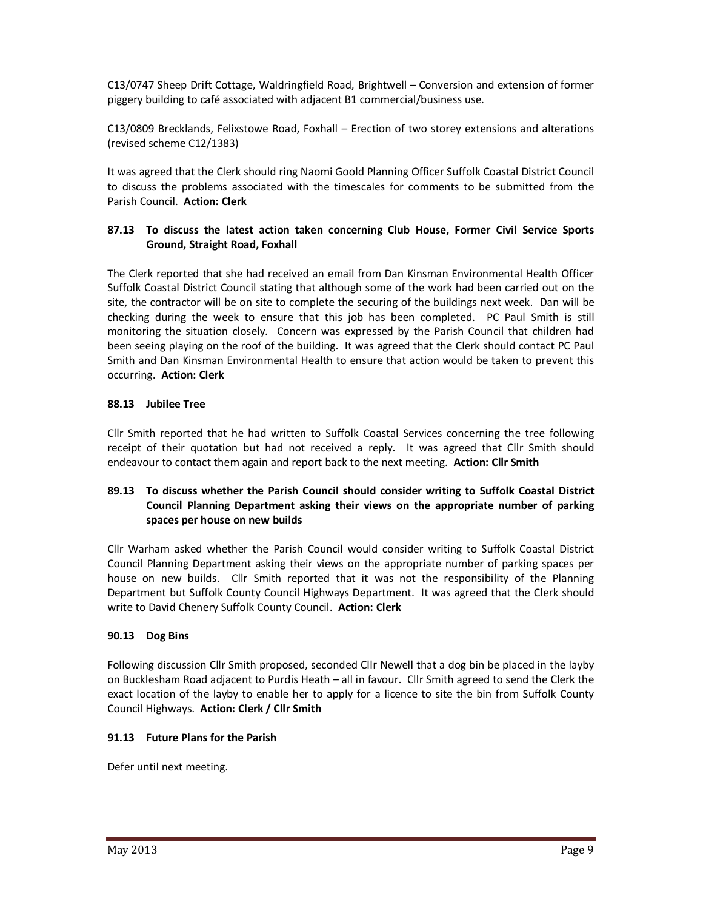C13/0747 Sheep Drift Cottage, Waldringfield Road, Brightwell – Conversion and extension of former piggery building to café associated with adjacent B1 commercial/business use.

C13/0809 Brecklands, Felixstowe Road, Foxhall – Erection of two storey extensions and alterations (revised scheme C12/1383)

It was agreed that the Clerk should ring Naomi Goold Planning Officer Suffolk Coastal District Council to discuss the problems associated with the timescales for comments to be submitted from the Parish Council. **Action: Clerk**

### 87.13 To discuss the latest action taken concerning Club House, Former Civil Service Sports Ground, Straight Road, Foxhall

The Clerk reported that she had received an email from Dan Kinsman Environmental Health Officer Suffolk Coastal District Council stating that although some of the work had been carried out on the site, the contractor will be on site to complete the securing of the buildings next week. Dan will be checking during the week to ensure that this job has been completed. PC Paul Smith is still monitoring the situation closely. Concern was expressed by the Parish Council that children had been seeing playing on the roof of the building. It was agreed that the Clerk should contact PC Paul Smith and Dan Kinsman Environmental Health to ensure that action would be taken to prevent this occurring. **Action: Clerk**

### 88.13 Jubilee Tree

Cllr Smith reported that he had written to Suffolk Coastal Services concerning the tree following receipt of their quotation but had not received a reply. It was agreed that Cllr Smith should endeavour to contact them again and report back to the next meeting. **Action: Cllr Smith**

### 89.13 To discuss whether the Parish Council should consider writing to Suffolk Coastal District Council Planning Department asking their views on the appropriate number of parking spaces per house on new builds

Cllr Warham asked whether the Parish Council would consider writing to Suffolk Coastal District Council Planning Department asking their views on the appropriate number of parking spaces per house on new builds. Cllr Smith reported that it was not the responsibility of the Planning Department but Suffolk County Council Highways Department. It was agreed that the Clerk should write to David Chenery Suffolk County Council. **Action: Clerk**

### 90.13 Dog Bins

Following discussion Cllr Smith proposed, seconded Cllr Newell that a dog bin be placed in the layby on Bucklesham Road adjacent to Purdis Heath – all in favour. Cllr Smith agreed to send the Clerk the exact location of the layby to enable her to apply for a licence to site the bin from Suffolk County Council Highways. **Action: Clerk / Cllr Smith**

### 91.13 Future Plans for the Parish

Defer until next meeting.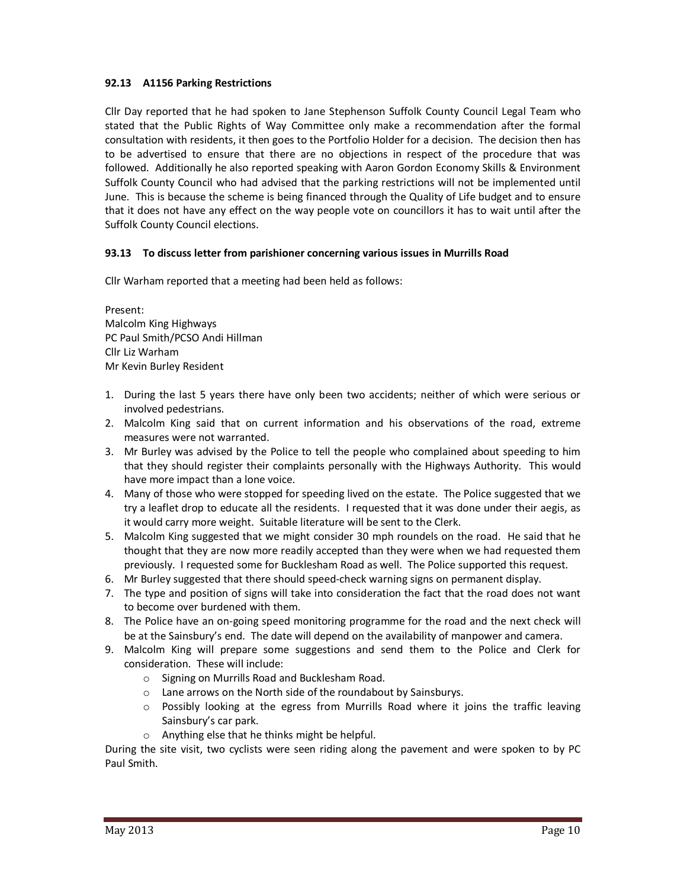### 92.13 A1156 Parking Restrictions

Cllr Day reported that he had spoken to Jane Stephenson Suffolk County Council Legal Team who stated that the Public Rights of Way Committee only make a recommendation after the formal consultation with residents, it then goes to the Portfolio Holder for a decision. The decision then has to be advertised to ensure that there are no objections in respect of the procedure that was followed. Additionally he also reported speaking with Aaron Gordon Economy Skills & Environment Suffolk County Council who had advised that the parking restrictions will not be implemented until June. This is because the scheme is being financed through the Quality of Life budget and to ensure that it does not have any effect on the way people vote on councillors it has to wait until after the Suffolk County Council elections.

### 93.13 To discuss letter from parishioner concerning various issues in Murrills Road

Cllr Warham reported that a meeting had been held as follows:

Present:
Malcolm King Highways
PC Paul Smith/PCSO Andi Hillman
Cllr Liz Warham
Mr Kevin Burley Resident

1. During the last 5 years there have only been two accidents; neither of which were serious or involved pedestrians.
2. Malcolm King said that on current information and his observations of the road, extreme measures were not warranted.
3. Mr Burley was advised by the Police to tell the people who complained about speeding to him that they should register their complaints personally with the Highways Authority. This would have more impact than a lone voice.
4. Many of those who were stopped for speeding lived on the estate. The Police suggested that we try a leaflet drop to educate all the residents. I requested that it was done under their aegis, as it would carry more weight. Suitable literature will be sent to the Clerk.
5. Malcolm King suggested that we might consider 30 mph roundels on the road. He said that he thought that they are now more readily accepted than they were when we had requested them previously. I requested some for Bucklesham Road as well. The Police supported this request.
6. Mr Burley suggested that there should speed-check warning signs on permanent display.
7. The type and position of signs will take into consideration the fact that the road does not want to become over burdened with them.
8. The Police have an on-going speed monitoring programme for the road and the next check will be at the Sainsbury's end. The date will depend on the availability of manpower and camera.
9. Malcolm King will prepare some suggestions and send them to the Police and Clerk for consideration. These will include:
   - Signing on Murrills Road and Bucklesham Road.
   - Lane arrows on the North side of the roundabout by Sainsburys.
   - Possibly looking at the egress from Murrills Road where it joins the traffic leaving Sainsbury's car park.
   - Anything else that he thinks might be helpful.

During the site visit, two cyclists were seen riding along the pavement and were spoken to by PC Paul Smith.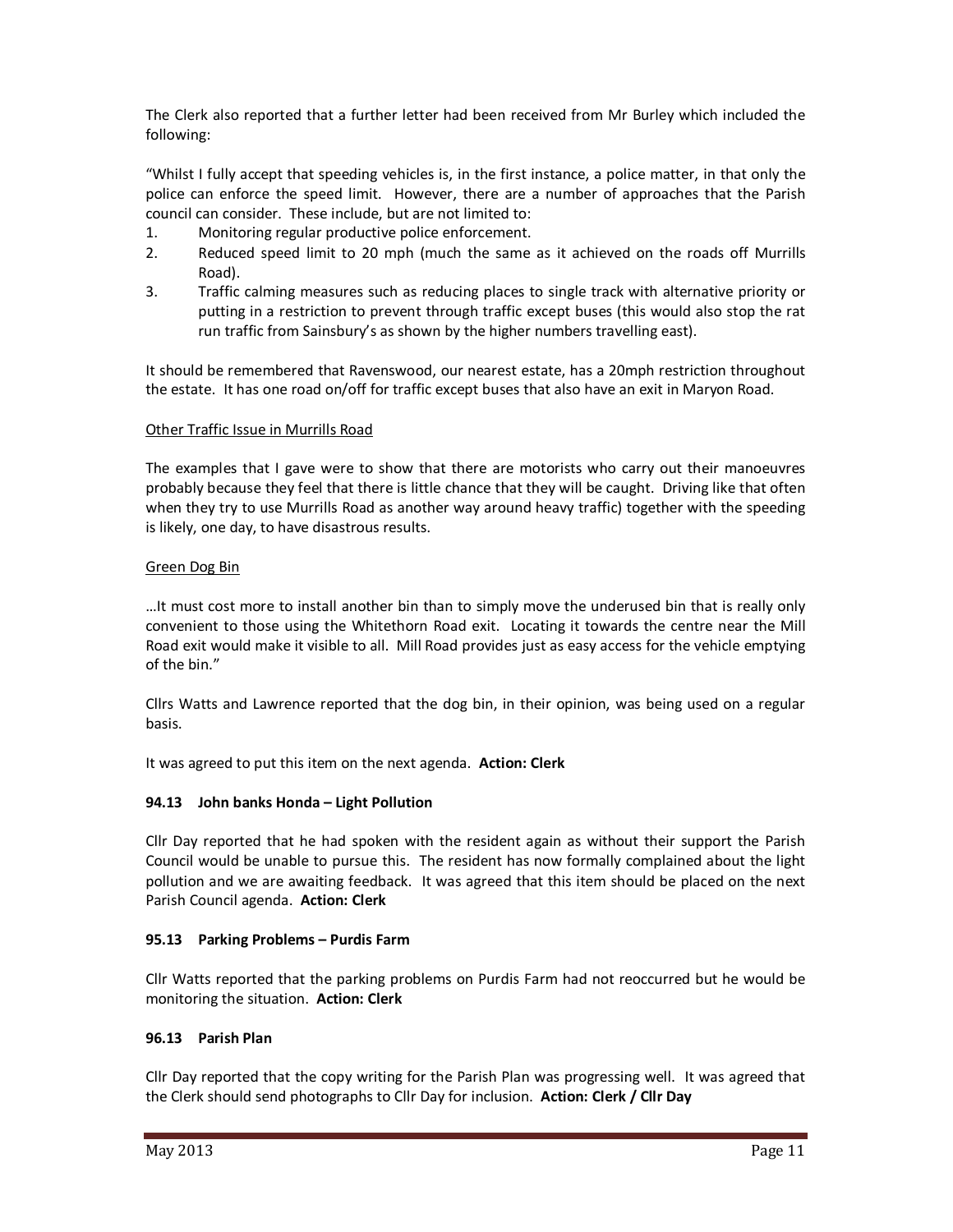The Clerk also reported that a further letter had been received from Mr Burley which included the following:

"Whilst I fully accept that speeding vehicles is, in the first instance, a police matter, in that only the police can enforce the speed limit. However, there are a number of approaches that the Parish council can consider. These include, but are not limited to:

1. Monitoring regular productive police enforcement.
2. Reduced speed limit to 20 mph (much the same as it achieved on the roads off Murrills Road).
3. Traffic calming measures such as reducing places to single track with alternative priority or putting in a restriction to prevent through traffic except buses (this would also stop the rat run traffic from Sainsbury's as shown by the higher numbers travelling east).

It should be remembered that Ravenswood, our nearest estate, has a 20mph restriction throughout the estate. It has one road on/off for traffic except buses that also have an exit in Maryon Road.

Other Traffic Issue in Murrills Road

The examples that I gave were to show that there are motorists who carry out their manoeuvres probably because they feel that there is little chance that they will be caught. Driving like that often when they try to use Murrills Road as another way around heavy traffic) together with the speeding is likely, one day, to have disastrous results.

Green Dog Bin

…It must cost more to install another bin than to simply move the underused bin that is really only convenient to those using the Whitethorn Road exit. Locating it towards the centre near the Mill Road exit would make it visible to all. Mill Road provides just as easy access for the vehicle emptying of the bin."

Cllrs Watts and Lawrence reported that the dog bin, in their opinion, was being used on a regular basis.

It was agreed to put this item on the next agenda. **Action: Clerk**

### 94.13 John banks Honda – Light Pollution

Cllr Day reported that he had spoken with the resident again as without their support the Parish Council would be unable to pursue this. The resident has now formally complained about the light pollution and we are awaiting feedback. It was agreed that this item should be placed on the next Parish Council agenda. **Action: Clerk**

### 95.13 Parking Problems – Purdis Farm

Cllr Watts reported that the parking problems on Purdis Farm had not reoccurred but he would be monitoring the situation. **Action: Clerk**

### 96.13 Parish Plan

Cllr Day reported that the copy writing for the Parish Plan was progressing well. It was agreed that the Clerk should send photographs to Cllr Day for inclusion. **Action: Clerk / Cllr Day**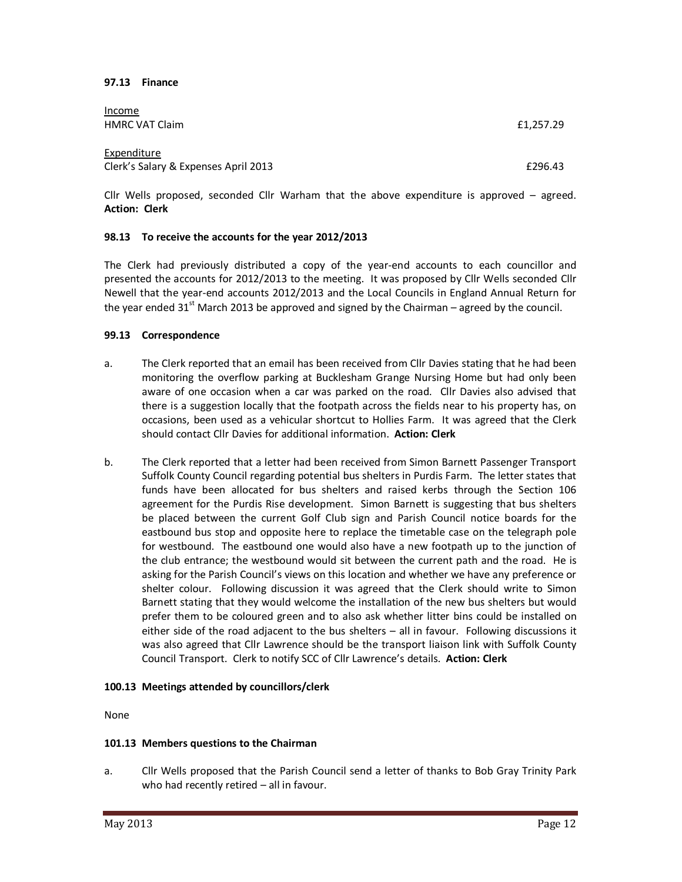**97.13 Finance**

Income

| | |
|---|---|
| HMRC VAT Claim | £1,257.29 |

Expenditure

| | |
|---|---|
| Clerk's Salary & Expenses April 2013 | £296.43 |

Cllr Wells proposed, seconded Cllr Warham that the above expenditure is approved – agreed. **Action: Clerk**

**98.13 To receive the accounts for the year 2012/2013**

The Clerk had previously distributed a copy of the year-end accounts to each councillor and presented the accounts for 2012/2013 to the meeting. It was proposed by Cllr Wells seconded Cllr Newell that the year-end accounts 2012/2013 and the Local Councils in England Annual Return for the year ended 31st March 2013 be approved and signed by the Chairman – agreed by the council.

**99.13 Correspondence**

a. The Clerk reported that an email has been received from Cllr Davies stating that he had been monitoring the overflow parking at Bucklesham Grange Nursing Home but had only been aware of one occasion when a car was parked on the road. Cllr Davies also advised that there is a suggestion locally that the footpath across the fields near to his property has, on occasions, been used as a vehicular shortcut to Hollies Farm. It was agreed that the Clerk should contact Cllr Davies for additional information. **Action: Clerk**

b. The Clerk reported that a letter had been received from Simon Barnett Passenger Transport Suffolk County Council regarding potential bus shelters in Purdis Farm. The letter states that funds have been allocated for bus shelters and raised kerbs through the Section 106 agreement for the Purdis Rise development. Simon Barnett is suggesting that bus shelters be placed between the current Golf Club sign and Parish Council notice boards for the eastbound bus stop and opposite here to replace the timetable case on the telegraph pole for westbound. The eastbound one would also have a new footpath up to the junction of the club entrance; the westbound would sit between the current path and the road. He is asking for the Parish Council's views on this location and whether we have any preference or shelter colour. Following discussion it was agreed that the Clerk should write to Simon Barnett stating that they would welcome the installation of the new bus shelters but would prefer them to be coloured green and to also ask whether litter bins could be installed on either side of the road adjacent to the bus shelters – all in favour. Following discussions it was also agreed that Cllr Lawrence should be the transport liaison link with Suffolk County Council Transport. Clerk to notify SCC of Cllr Lawrence's details. **Action: Clerk**

**100.13 Meetings attended by councillors/clerk**

None

**101.13 Members questions to the Chairman**

a. Cllr Wells proposed that the Parish Council send a letter of thanks to Bob Gray Trinity Park who had recently retired – all in favour.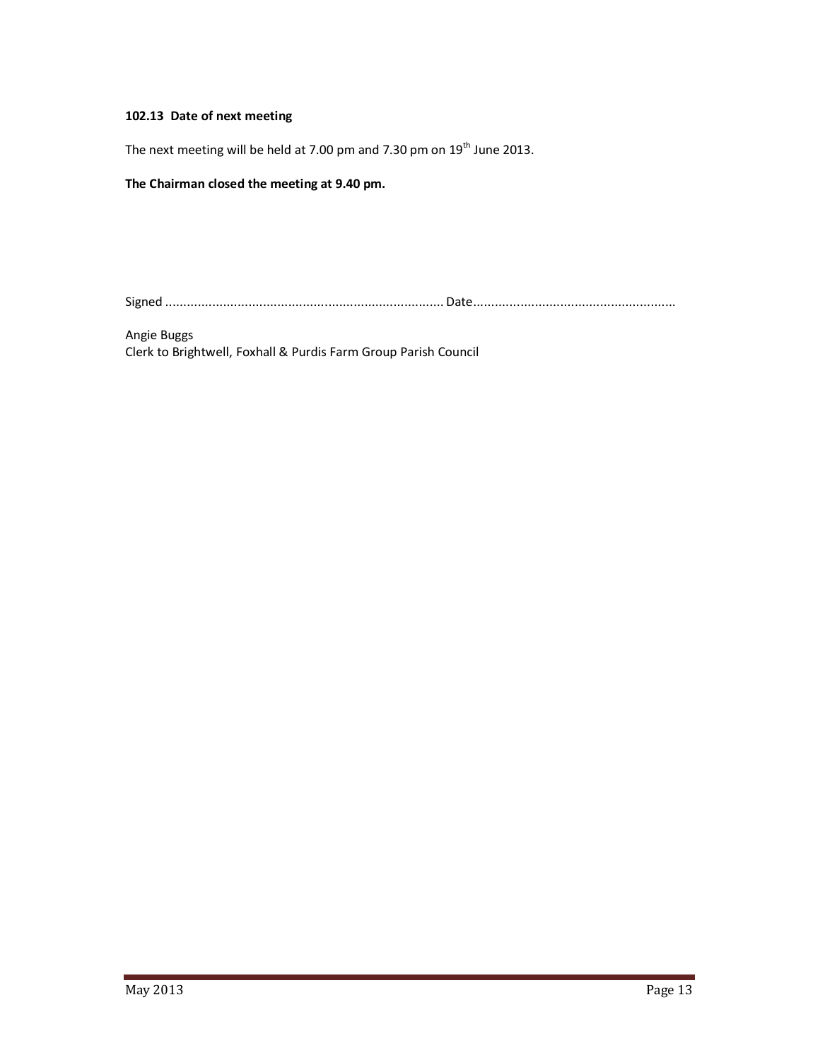**102.13 Date of next meeting**

The next meeting will be held at 7.00 pm and 7.30 pm on 19th June 2013.

**The Chairman closed the meeting at 9.40 pm.**

Signed .......................................................................... Date......................................................

Angie Buggs
Clerk to Brightwell, Foxhall & Purdis Farm Group Parish Council